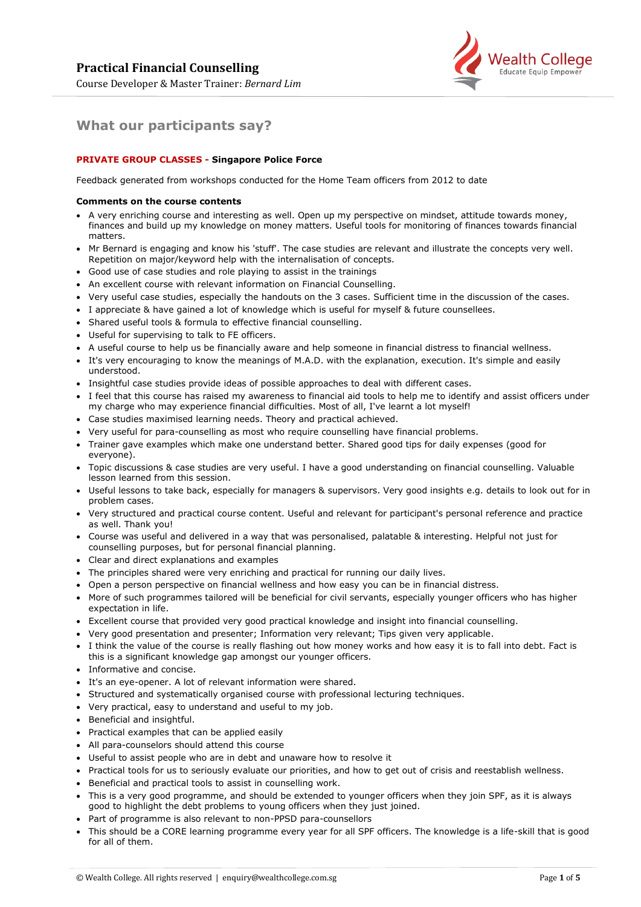# Practical Financial Counselling

Course Developer & Master Trainer: *Bernard Lim*

## What our participants say?

**PRIVATE GROUP CLASSES - Singapore Police Force**

Feedback generated from workshops conducted for the Home Team officers from 2012 to date

**Comments on the course contents**

- A very enriching course and interesting as well. Open up my perspective on mindset, attitude towards money, finances and build up my knowledge on money matters. Useful tools for monitoring of finances towards financial matters.
- Mr Bernard is engaging and know his 'stuff'. The case studies are relevant and illustrate the concepts very well. Repetition on major/keyword help with the internalisation of concepts.
- Good use of case studies and role playing to assist in the trainings
- An excellent course with relevant information on Financial Counselling.
- Very useful case studies, especially the handouts on the 3 cases. Sufficient time in the discussion of the cases.
- I appreciate & have gained a lot of knowledge which is useful for myself & future counsellees.
- Shared useful tools & formula to effective financial counselling.
- Useful for supervising to talk to FE officers.
- A useful course to help us be financially aware and help someone in financial distress to financial wellness.
- It's very encouraging to know the meanings of M.A.D. with the explanation, execution. It's simple and easily understood.
- Insightful case studies provide ideas of possible approaches to deal with different cases.
- I feel that this course has raised my awareness to financial aid tools to help me to identify and assist officers under my charge who may experience financial difficulties. Most of all, I've learnt a lot myself!
- Case studies maximised learning needs. Theory and practical achieved.
- Very useful for para-counselling as most who require counselling have financial problems.
- Trainer gave examples which make one understand better. Shared good tips for daily expenses (good for everyone).
- Topic discussions & case studies are very useful. I have a good understanding on financial counselling. Valuable lesson learned from this session.
- Useful lessons to take back, especially for managers & supervisors. Very good insights e.g. details to look out for in problem cases.
- Very structured and practical course content. Useful and relevant for participant's personal reference and practice as well. Thank you!
- Course was useful and delivered in a way that was personalised, palatable & interesting. Helpful not just for counselling purposes, but for personal financial planning.
- Clear and direct explanations and examples
- The principles shared were very enriching and practical for running our daily lives.
- Open a person perspective on financial wellness and how easy you can be in financial distress.
- More of such programmes tailored will be beneficial for civil servants, especially younger officers who has higher expectation in life.
- Excellent course that provided very good practical knowledge and insight into financial counselling.
- Very good presentation and presenter; Information very relevant; Tips given very applicable.
- I think the value of the course is really flashing out how money works and how easy it is to fall into debt. Fact is this is a significant knowledge gap amongst our younger officers.
- Informative and concise.
- It's an eye-opener. A lot of relevant information were shared.
- Structured and systematically organised course with professional lecturing techniques.
- Very practical, easy to understand and useful to my job.
- Beneficial and insightful.
- Practical examples that can be applied easily
- All para-counselors should attend this course
- Useful to assist people who are in debt and unaware how to resolve it
- Practical tools for us to seriously evaluate our priorities, and how to get out of crisis and reestablish wellness.
- Beneficial and practical tools to assist in counselling work.
- This is a very good programme, and should be extended to younger officers when they join SPF, as it is always good to highlight the debt problems to young officers when they just joined.
- Part of programme is also relevant to non-PPSD para-counsellors
- This should be a CORE learning programme every year for all SPF officers. The knowledge is a life-skill that is good for all of them.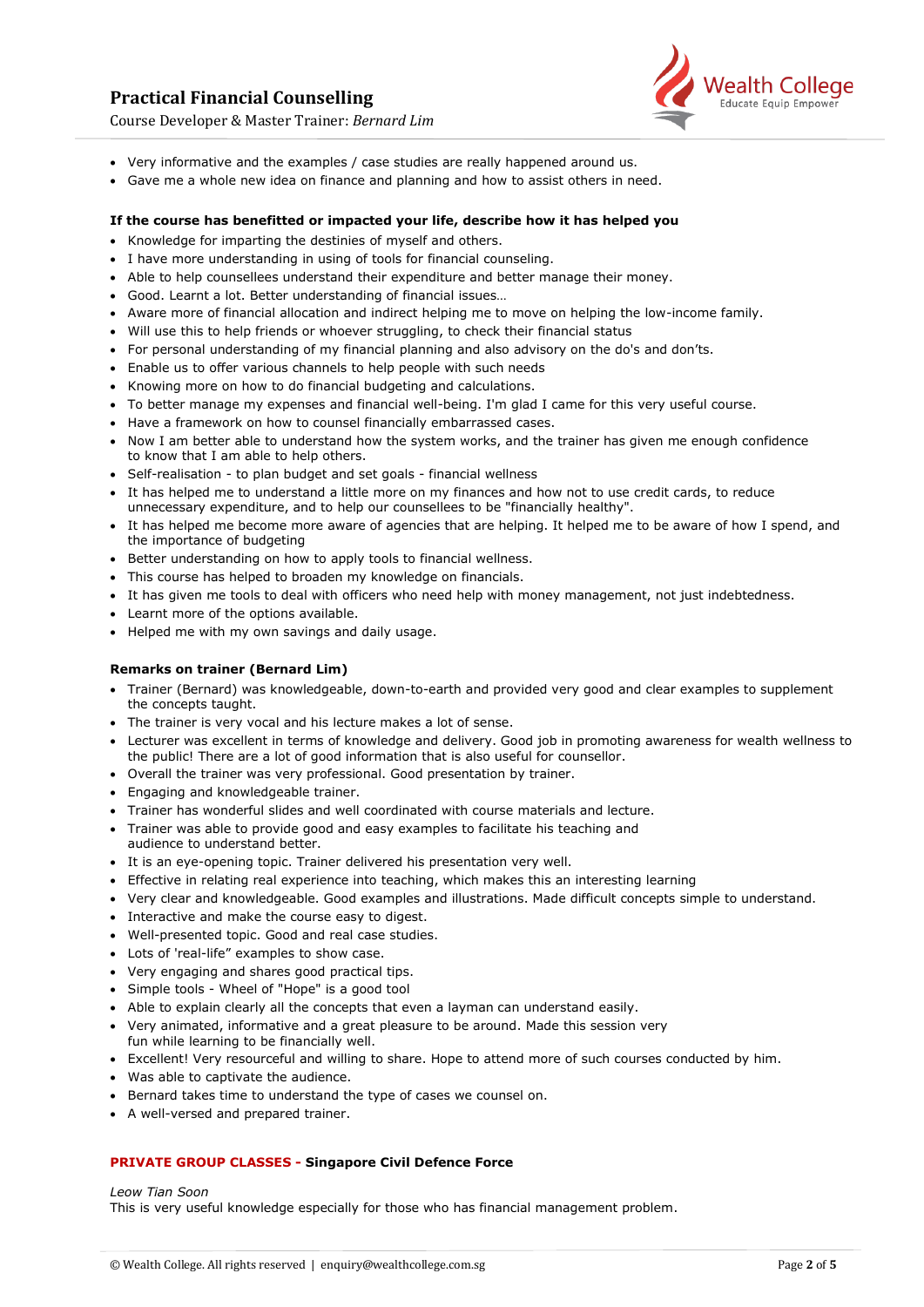- Very informative and the examples / case studies are really happened around us.
- Gave me a whole new idea on finance and planning and how to assist others in need.

**If the course has benefitted or impacted your life, describe how it has helped you**

- Knowledge for imparting the destinies of myself and others.
- I have more understanding in using of tools for financial counseling.
- Able to help counsellees understand their expenditure and better manage their money.
- Good. Learnt a lot. Better understanding of financial issues…
- Aware more of financial allocation and indirect helping me to move on helping the low-income family.
- Will use this to help friends or whoever struggling, to check their financial status
- For personal understanding of my financial planning and also advisory on the do's and don'ts.
- Enable us to offer various channels to help people with such needs
- Knowing more on how to do financial budgeting and calculations.
- To better manage my expenses and financial well-being. I'm glad I came for this very useful course.
- Have a framework on how to counsel financially embarrassed cases.
- Now I am better able to understand how the system works, and the trainer has given me enough confidence to know that I am able to help others.
- Self-realisation - to plan budget and set goals - financial wellness
- It has helped me to understand a little more on my finances and how not to use credit cards, to reduce unnecessary expenditure, and to help our counsellees to be "financially healthy".
- It has helped me become more aware of agencies that are helping. It helped me to be aware of how I spend, and the importance of budgeting
- Better understanding on how to apply tools to financial wellness.
- This course has helped to broaden my knowledge on financials.
- It has given me tools to deal with officers who need help with money management, not just indebtedness.
- Learnt more of the options available.
- Helped me with my own savings and daily usage.

**Remarks on trainer (Bernard Lim)**

- Trainer (Bernard) was knowledgeable, down-to-earth and provided very good and clear examples to supplement the concepts taught.
- The trainer is very vocal and his lecture makes a lot of sense.
- Lecturer was excellent in terms of knowledge and delivery. Good job in promoting awareness for wealth wellness to the public! There are a lot of good information that is also useful for counsellor.
- Overall the trainer was very professional. Good presentation by trainer.
- Engaging and knowledgeable trainer.
- Trainer has wonderful slides and well coordinated with course materials and lecture.
- Trainer was able to provide good and easy examples to facilitate his teaching and audience to understand better.
- It is an eye-opening topic. Trainer delivered his presentation very well.
- Effective in relating real experience into teaching, which makes this an interesting learning
- Very clear and knowledgeable. Good examples and illustrations. Made difficult concepts simple to understand.
- Interactive and make the course easy to digest.
- Well-presented topic. Good and real case studies.
- Lots of 'real-life" examples to show case.
- Very engaging and shares good practical tips.
- Simple tools - Wheel of "Hope" is a good tool
- Able to explain clearly all the concepts that even a layman can understand easily.
- Very animated, informative and a great pleasure to be around. Made this session very fun while learning to be financially well.
- Excellent! Very resourceful and willing to share. Hope to attend more of such courses conducted by him.
- Was able to captivate the audience.
- Bernard takes time to understand the type of cases we counsel on.
- A well-versed and prepared trainer.

**PRIVATE GROUP CLASSES - Singapore Civil Defence Force**

*Leow Tian Soon*
This is very useful knowledge especially for those who has financial management problem.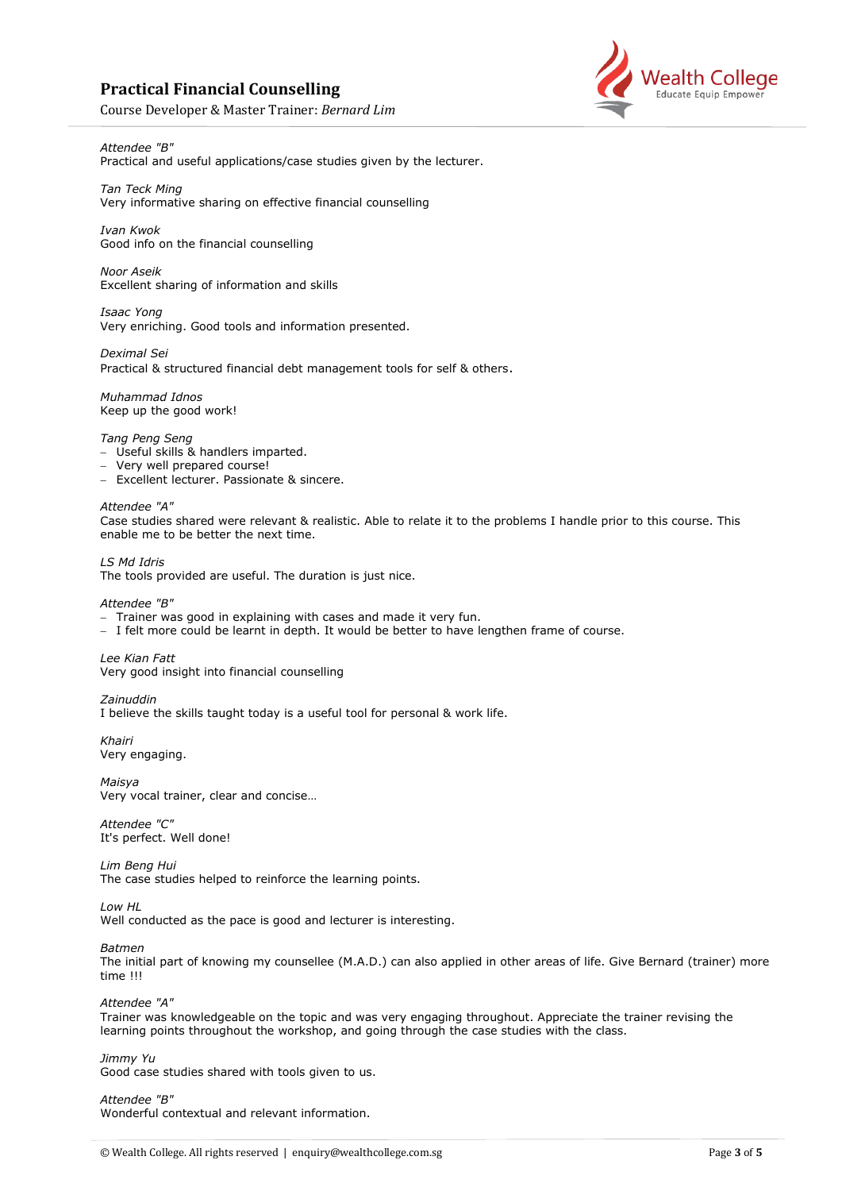*Attendee "B"*
Practical and useful applications/case studies given by the lecturer.

*Tan Teck Ming*
Very informative sharing on effective financial counselling

*Ivan Kwok*
Good info on the financial counselling

*Noor Aseik*
Excellent sharing of information and skills

*Isaac Yong*
Very enriching. Good tools and information presented.

*Deximal Sei*
Practical & structured financial debt management tools for self & others.

*Muhammad Idnos*
Keep up the good work!

*Tang Peng Seng*
- Useful skills & handlers imparted.
- Very well prepared course!
- Excellent lecturer. Passionate & sincere.

*Attendee "A"*
Case studies shared were relevant & realistic. Able to relate it to the problems I handle prior to this course. This enable me to be better the next time.

*LS Md Idris*
The tools provided are useful. The duration is just nice.

*Attendee "B"*
- Trainer was good in explaining with cases and made it very fun.
- I felt more could be learnt in depth. It would be better to have lengthen frame of course.

*Lee Kian Fatt*
Very good insight into financial counselling

*Zainuddin*
I believe the skills taught today is a useful tool for personal & work life.

*Khairi*
Very engaging.

*Maisya*
Very vocal trainer, clear and concise…

*Attendee "C"*
It's perfect. Well done!

*Lim Beng Hui*
The case studies helped to reinforce the learning points.

*Low HL*
Well conducted as the pace is good and lecturer is interesting.

*Batmen*
The initial part of knowing my counsellee (M.A.D.) can also applied in other areas of life. Give Bernard (trainer) more time !!!

*Attendee "A"*
Trainer was knowledgeable on the topic and was very engaging throughout. Appreciate the trainer revising the learning points throughout the workshop, and going through the case studies with the class.

*Jimmy Yu*
Good case studies shared with tools given to us.

*Attendee "B"*
Wonderful contextual and relevant information.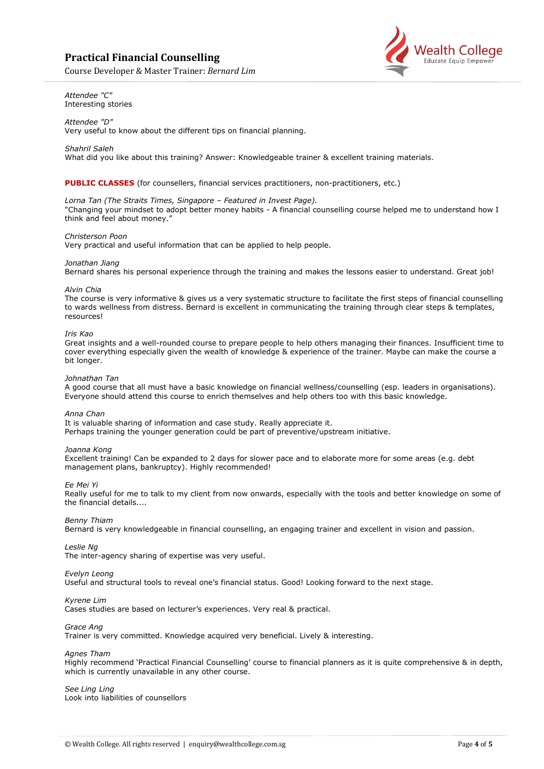*Attendee "C"*
Interesting stories

*Attendee "D"*
Very useful to know about the different tips on financial planning.

*Shahril Saleh*
What did you like about this training? Answer: Knowledgeable trainer & excellent training materials.

**PUBLIC CLASSES** (for counsellers, financial services practitioners, non-practitioners, etc.)

*Lorna Tan (The Straits Times, Singapore – Featured in Invest Page).*
"Changing your mindset to adopt better money habits - A financial counselling course helped me to understand how I think and feel about money."

*Christerson Poon*
Very practical and useful information that can be applied to help people.

*Jonathan Jiang*
Bernard shares his personal experience through the training and makes the lessons easier to understand. Great job!

*Alvin Chia*
The course is very informative & gives us a very systematic structure to facilitate the first steps of financial counselling to wards wellness from distress. Bernard is excellent in communicating the training through clear steps & templates, resources!

*Iris Kao*
Great insights and a well-rounded course to prepare people to help others managing their finances. Insufficient time to cover everything especially given the wealth of knowledge & experience of the trainer. Maybe can make the course a bit longer.

*Johnathan Tan*
A good course that all must have a basic knowledge on financial wellness/counselling (esp. leaders in organisations). Everyone should attend this course to enrich themselves and help others too with this basic knowledge.

*Anna Chan*
It is valuable sharing of information and case study. Really appreciate it.
Perhaps training the younger generation could be part of preventive/upstream initiative.

*Joanna Kong*
Excellent training! Can be expanded to 2 days for slower pace and to elaborate more for some areas (e.g. debt management plans, bankruptcy). Highly recommended!

*Ee Mei Yi*
Really useful for me to talk to my client from now onwards, especially with the tools and better knowledge on some of the financial details....

*Benny Thiam*
Bernard is very knowledgeable in financial counselling, an engaging trainer and excellent in vision and passion.

*Leslie Ng*
The inter-agency sharing of expertise was very useful.

*Evelyn Leong*
Useful and structural tools to reveal one's financial status. Good! Looking forward to the next stage.

*Kyrene Lim*
Cases studies are based on lecturer's experiences. Very real & practical.

*Grace Ang*
Trainer is very committed. Knowledge acquired very beneficial. Lively & interesting.

*Agnes Tham*
Highly recommend 'Practical Financial Counselling' course to financial planners as it is quite comprehensive & in depth, which is currently unavailable in any other course.

*See Ling Ling*
Look into liabilities of counsellors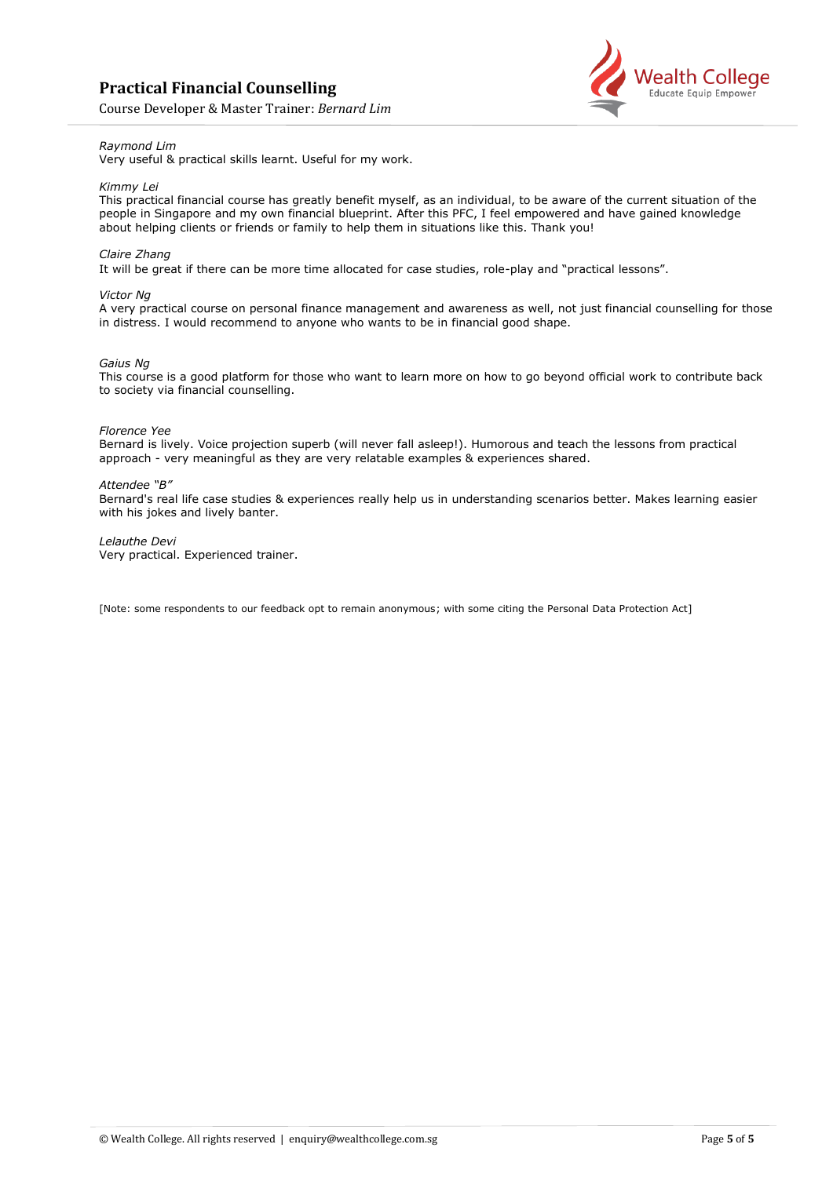*Raymond Lim*
Very useful & practical skills learnt. Useful for my work.

*Kimmy Lei*
This practical financial course has greatly benefit myself, as an individual, to be aware of the current situation of the people in Singapore and my own financial blueprint. After this PFC, I feel empowered and have gained knowledge about helping clients or friends or family to help them in situations like this. Thank you!

*Claire Zhang*
It will be great if there can be more time allocated for case studies, role-play and "practical lessons".

*Victor Ng*
A very practical course on personal finance management and awareness as well, not just financial counselling for those in distress. I would recommend to anyone who wants to be in financial good shape.

*Gaius Ng*
This course is a good platform for those who want to learn more on how to go beyond official work to contribute back to society via financial counselling.

*Florence Yee*
Bernard is lively. Voice projection superb (will never fall asleep!). Humorous and teach the lessons from practical approach - very meaningful as they are very relatable examples & experiences shared.

*Attendee "B"*
Bernard's real life case studies & experiences really help us in understanding scenarios better. Makes learning easier with his jokes and lively banter.

*Lelauthe Devi*
Very practical. Experienced trainer.

[Note: some respondents to our feedback opt to remain anonymous; with some citing the Personal Data Protection Act]